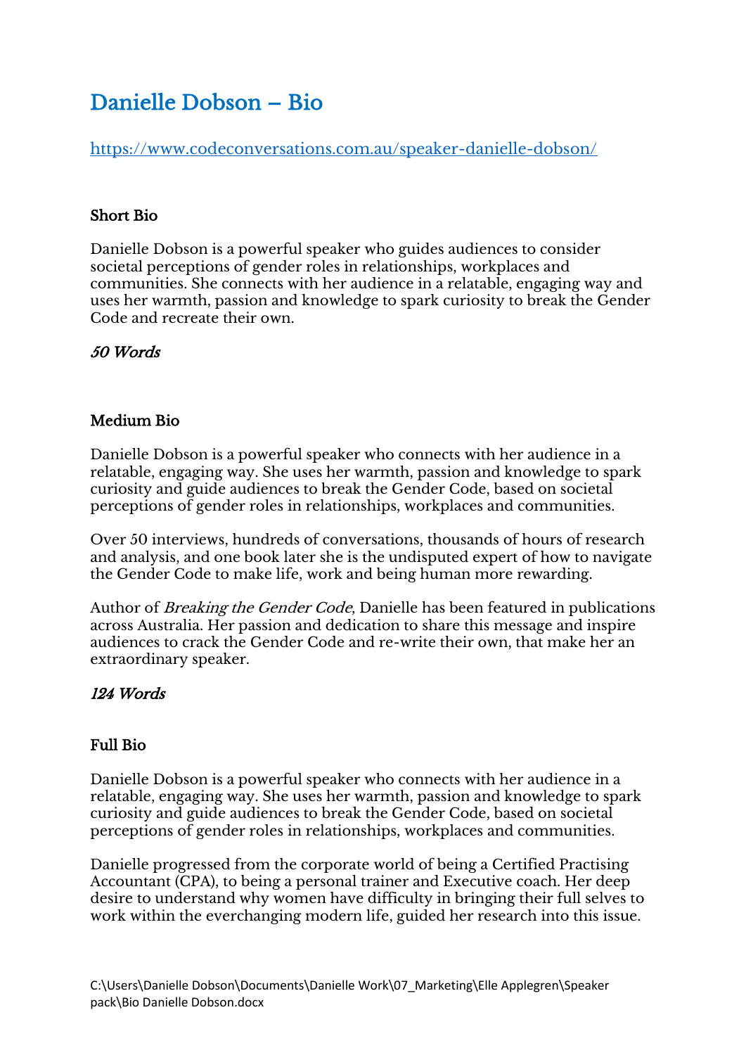# Danielle Dobson – Bio

https://www.codeconversations.com.au/speaker-danielle-dobson/

### Short Bio

Danielle Dobson is a powerful speaker who guides audiences to consider societal perceptions of gender roles in relationships, workplaces and communities. She connects with her audience in a relatable, engaging way and uses her warmth, passion and knowledge to spark curiosity to break the Gender Code and recreate their own.

*50 Words*

### Medium Bio

Danielle Dobson is a powerful speaker who connects with her audience in a relatable, engaging way. She uses her warmth, passion and knowledge to spark curiosity and guide audiences to break the Gender Code, based on societal perceptions of gender roles in relationships, workplaces and communities.

Over 50 interviews, hundreds of conversations, thousands of hours of research and analysis, and one book later she is the undisputed expert of how to navigate the Gender Code to make life, work and being human more rewarding.

Author of *Breaking the Gender Code*, Danielle has been featured in publications across Australia. Her passion and dedication to share this message and inspire audiences to crack the Gender Code and re-write their own, that make her an extraordinary speaker.

*124 Words*

### Full Bio

Danielle Dobson is a powerful speaker who connects with her audience in a relatable, engaging way. She uses her warmth, passion and knowledge to spark curiosity and guide audiences to break the Gender Code, based on societal perceptions of gender roles in relationships, workplaces and communities.

Danielle progressed from the corporate world of being a Certified Practising Accountant (CPA), to being a personal trainer and Executive coach. Her deep desire to understand why women have difficulty in bringing their full selves to work within the everchanging modern life, guided her research into this issue.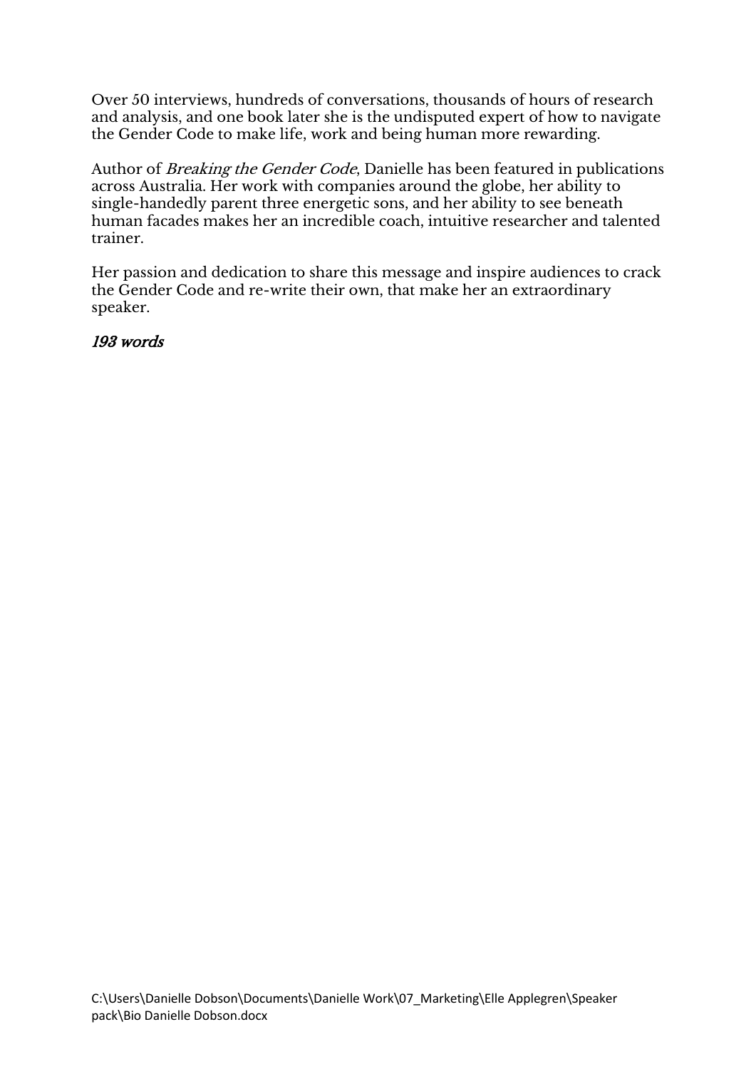Over 50 interviews, hundreds of conversations, thousands of hours of research and analysis, and one book later she is the undisputed expert of how to navigate the Gender Code to make life, work and being human more rewarding.

Author of *Breaking the Gender Code*, Danielle has been featured in publications across Australia. Her work with companies around the globe, her ability to single-handedly parent three energetic sons, and her ability to see beneath human facades makes her an incredible coach, intuitive researcher and talented trainer.

Her passion and dedication to share this message and inspire audiences to crack the Gender Code and re-write their own, that make her an extraordinary speaker.

*193 words*

C:\Users\Danielle Dobson\Documents\Danielle Work\07_Marketing\Elle Applegren\Speaker pack\Bio Danielle Dobson.docx